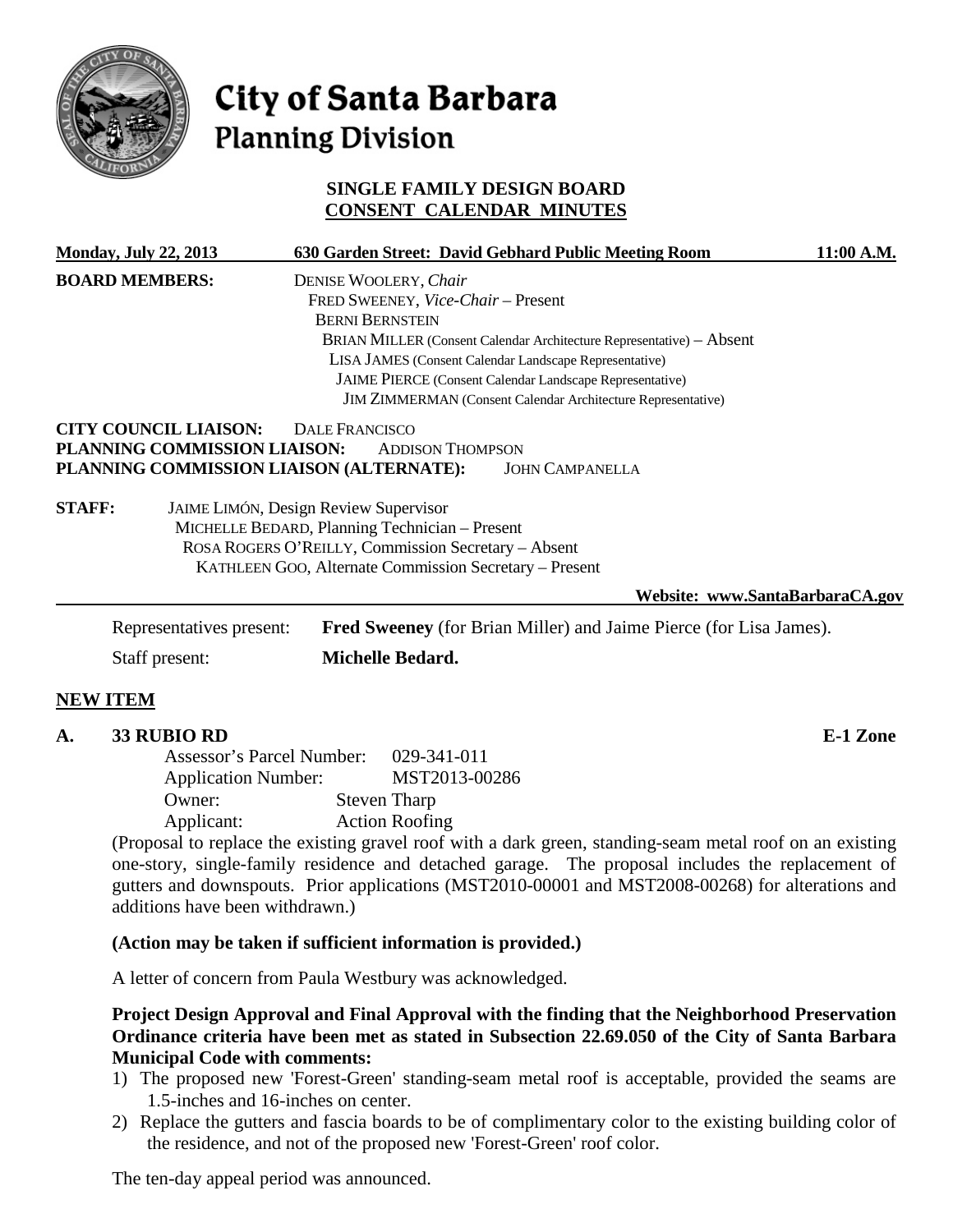# City of Santa Barbara
## Planning Division

### SINGLE FAMILY DESIGN BOARD
### CONSENT CALENDAR MINUTES

**Monday, July 22, 2013** — **630 Garden Street: David Gebhard Public Meeting Room** — **11:00 A.M.**

**BOARD MEMBERS:**
DENISE WOOLERY, *Chair*
FRED SWEENEY, *Vice-Chair* – Present
BERNI BERNSTEIN
BRIAN MILLER (Consent Calendar Architecture Representative) – Absent
LISA JAMES (Consent Calendar Landscape Representative)
JAIME PIERCE (Consent Calendar Landscape Representative)
JIM ZIMMERMAN (Consent Calendar Architecture Representative)

**CITY COUNCIL LIAISON:** DALE FRANCISCO
**PLANNING COMMISSION LIAISON:** ADDISON THOMPSON
**PLANNING COMMISSION LIAISON (ALTERNATE):** JOHN CAMPANELLA

**STAFF:**
JAIME LIMÓN, Design Review Supervisor
MICHELLE BEDARD, Planning Technician – Present
ROSA ROGERS O'REILLY, Commission Secretary – Absent
KATHLEEN GOO, Alternate Commission Secretary – Present

**Website: www.SantaBarbaraCA.gov**

Representatives present: **Fred Sweeney** (for Brian Miller) and Jaime Pierce (for Lisa James).

Staff present: **Michelle Bedard.**

## NEW ITEM

**A. 33 RUBIO RD** **E-1 Zone**

Assessor's Parcel Number: 029-341-011
Application Number: MST2013-00286
Owner: Steven Tharp
Applicant: Action Roofing

(Proposal to replace the existing gravel roof with a dark green, standing-seam metal roof on an existing one-story, single-family residence and detached garage. The proposal includes the replacement of gutters and downspouts. Prior applications (MST2010-00001 and MST2008-00268) for alterations and additions have been withdrawn.)

**(Action may be taken if sufficient information is provided.)**

A letter of concern from Paula Westbury was acknowledged.

**Project Design Approval and Final Approval with the finding that the Neighborhood Preservation Ordinance criteria have been met as stated in Subsection 22.69.050 of the City of Santa Barbara Municipal Code with comments:**

1) The proposed new 'Forest-Green' standing-seam metal roof is acceptable, provided the seams are 1.5-inches and 16-inches on center.
2) Replace the gutters and fascia boards to be of complimentary color to the existing building color of the residence, and not of the proposed new 'Forest-Green' roof color.

The ten-day appeal period was announced.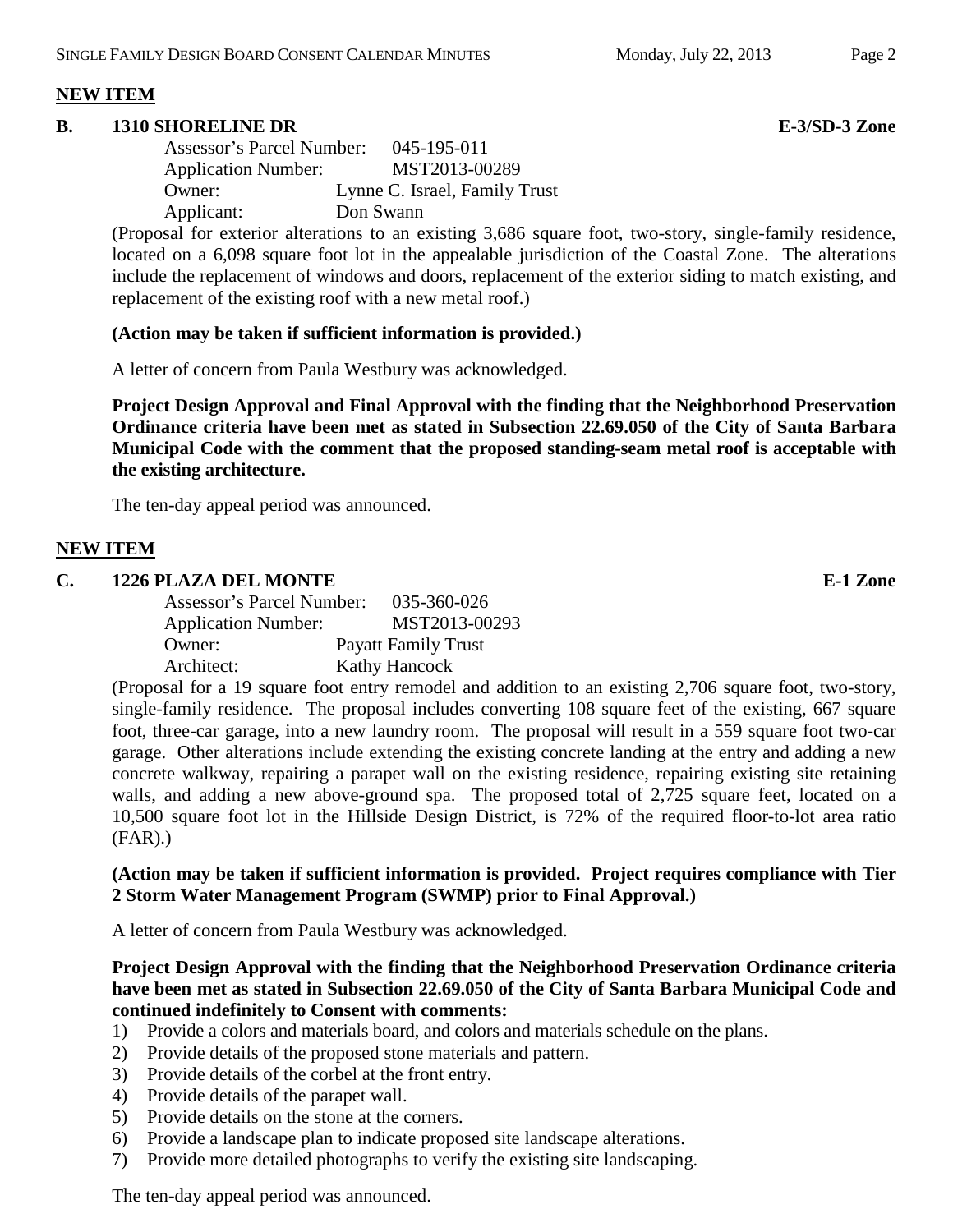**NEW ITEM**

**B. 1310 SHORELINE DR E-3/SD-3 Zone**

Assessor's Parcel Number: 045-195-011
Application Number: MST2013-00289
Owner: Lynne C. Israel, Family Trust
Applicant: Don Swann

(Proposal for exterior alterations to an existing 3,686 square foot, two-story, single-family residence, located on a 6,098 square foot lot in the appealable jurisdiction of the Coastal Zone. The alterations include the replacement of windows and doors, replacement of the exterior siding to match existing, and replacement of the existing roof with a new metal roof.)

**(Action may be taken if sufficient information is provided.)**

A letter of concern from Paula Westbury was acknowledged.

**Project Design Approval and Final Approval with the finding that the Neighborhood Preservation Ordinance criteria have been met as stated in Subsection 22.69.050 of the City of Santa Barbara Municipal Code with the comment that the proposed standing-seam metal roof is acceptable with the existing architecture.**

The ten-day appeal period was announced.

**NEW ITEM**

**C. 1226 PLAZA DEL MONTE E-1 Zone**

Assessor's Parcel Number: 035-360-026
Application Number: MST2013-00293
Owner: Payatt Family Trust
Architect: Kathy Hancock

(Proposal for a 19 square foot entry remodel and addition to an existing 2,706 square foot, two-story, single-family residence. The proposal includes converting 108 square feet of the existing, 667 square foot, three-car garage, into a new laundry room. The proposal will result in a 559 square foot two-car garage. Other alterations include extending the existing concrete landing at the entry and adding a new concrete walkway, repairing a parapet wall on the existing residence, repairing existing site retaining walls, and adding a new above-ground spa. The proposed total of 2,725 square feet, located on a 10,500 square foot lot in the Hillside Design District, is 72% of the required floor-to-lot area ratio (FAR).)

**(Action may be taken if sufficient information is provided. Project requires compliance with Tier 2 Storm Water Management Program (SWMP) prior to Final Approval.)**

A letter of concern from Paula Westbury was acknowledged.

**Project Design Approval with the finding that the Neighborhood Preservation Ordinance criteria have been met as stated in Subsection 22.69.050 of the City of Santa Barbara Municipal Code and continued indefinitely to Consent with comments:**

1) Provide a colors and materials board, and colors and materials schedule on the plans.
2) Provide details of the proposed stone materials and pattern.
3) Provide details of the corbel at the front entry.
4) Provide details of the parapet wall.
5) Provide details on the stone at the corners.
6) Provide a landscape plan to indicate proposed site landscape alterations.
7) Provide more detailed photographs to verify the existing site landscaping.

The ten-day appeal period was announced.